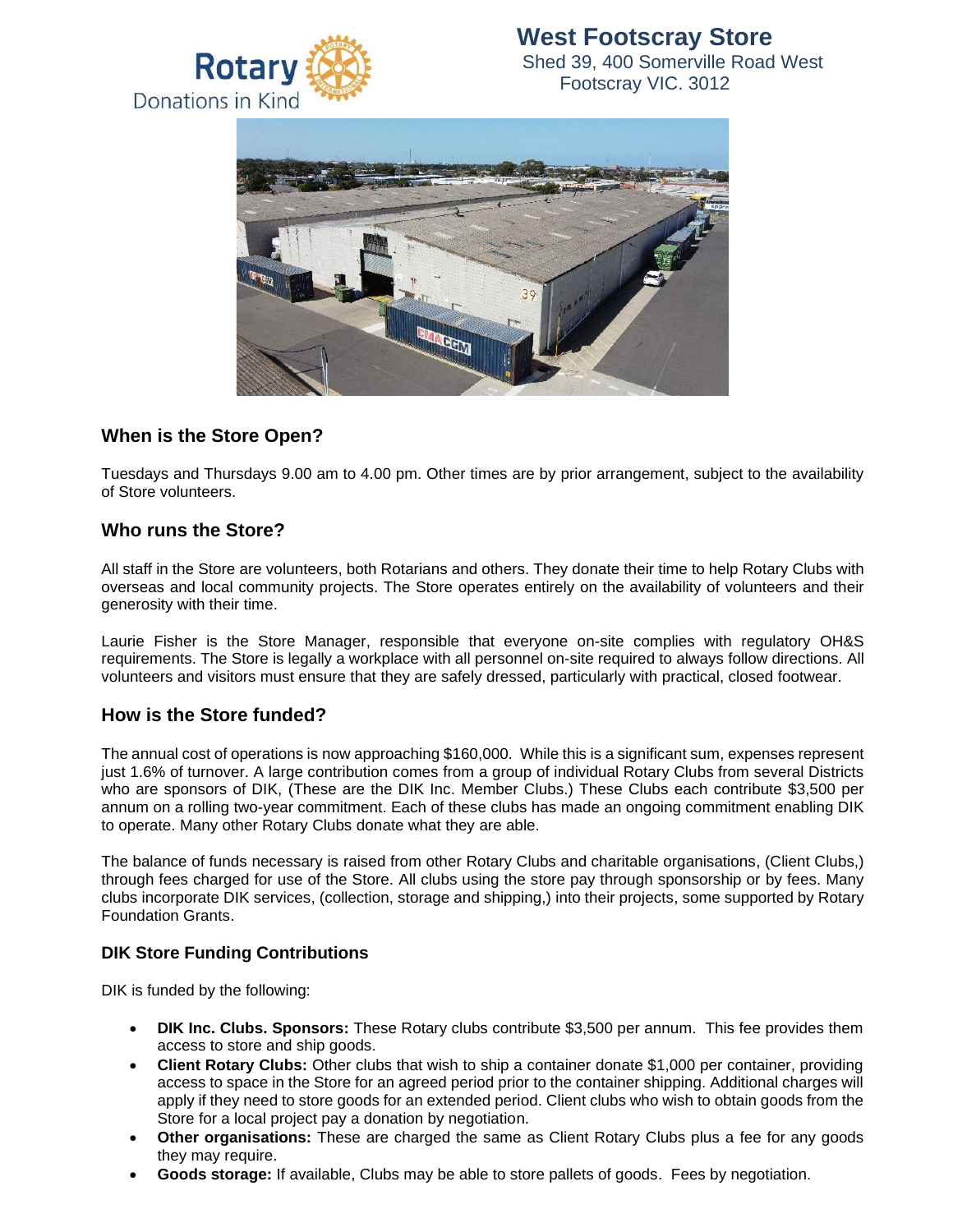Rotary Donations in Kind

# West Footscray Store

Shed 39, 400 Somerville Road West Footscray VIC. 3012

## When is the Store Open?

Tuesdays and Thursdays 9.00 am to 4.00 pm. Other times are by prior arrangement, subject to the availability of Store volunteers.

## Who runs the Store?

All staff in the Store are volunteers, both Rotarians and others. They donate their time to help Rotary Clubs with overseas and local community projects. The Store operates entirely on the availability of volunteers and their generosity with their time.

Laurie Fisher is the Store Manager, responsible that everyone on-site complies with regulatory OH&S requirements. The Store is legally a workplace with all personnel on-site required to always follow directions. All volunteers and visitors must ensure that they are safely dressed, particularly with practical, closed footwear.

## How is the Store funded?

The annual cost of operations is now approaching $160,000. While this is a significant sum, expenses represent just 1.6% of turnover. A large contribution comes from a group of individual Rotary Clubs from several Districts who are sponsors of DIK, (These are the DIK Inc. Member Clubs.) These Clubs each contribute $3,500 per annum on a rolling two-year commitment. Each of these clubs has made an ongoing commitment enabling DIK to operate. Many other Rotary Clubs donate what they are able.

The balance of funds necessary is raised from other Rotary Clubs and charitable organisations, (Client Clubs,) through fees charged for use of the Store. All clubs using the store pay through sponsorship or by fees. Many clubs incorporate DIK services, (collection, storage and shipping,) into their projects, some supported by Rotary Foundation Grants.

### DIK Store Funding Contributions

DIK is funded by the following:

- **DIK Inc. Clubs. Sponsors:** These Rotary clubs contribute $3,500 per annum. This fee provides them access to store and ship goods.
- **Client Rotary Clubs:** Other clubs that wish to ship a container donate $1,000 per container, providing access to space in the Store for an agreed period prior to the container shipping. Additional charges will apply if they need to store goods for an extended period. Client clubs who wish to obtain goods from the Store for a local project pay a donation by negotiation.
- **Other organisations:** These are charged the same as Client Rotary Clubs plus a fee for any goods they may require.
- **Goods storage:** If available, Clubs may be able to store pallets of goods. Fees by negotiation.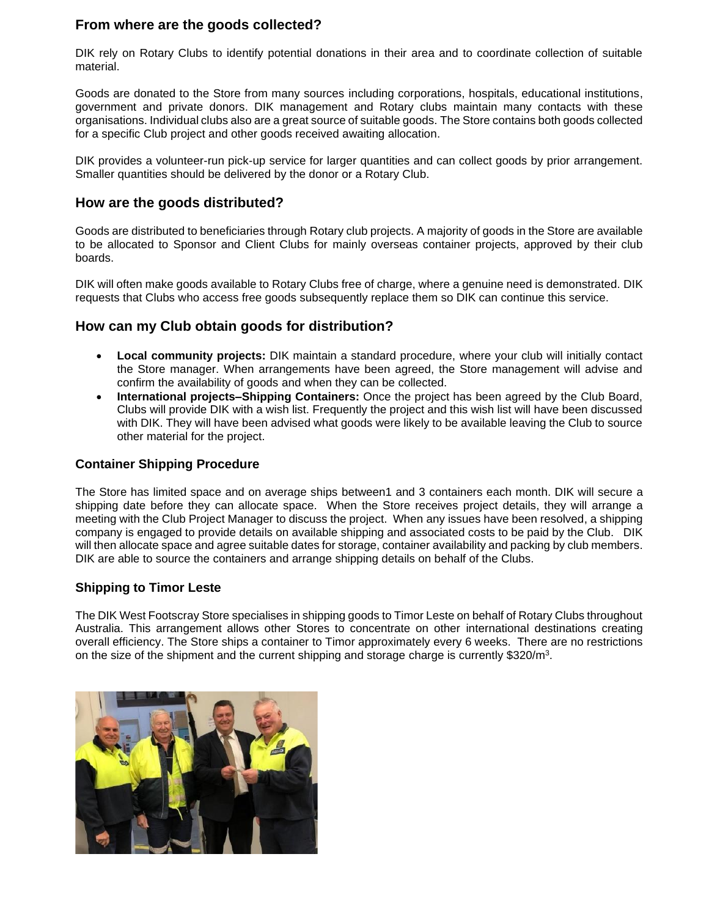## From where are the goods collected?

DIK rely on Rotary Clubs to identify potential donations in their area and to coordinate collection of suitable material.

Goods are donated to the Store from many sources including corporations, hospitals, educational institutions, government and private donors. DIK management and Rotary clubs maintain many contacts with these organisations. Individual clubs also are a great source of suitable goods. The Store contains both goods collected for a specific Club project and other goods received awaiting allocation.

DIK provides a volunteer-run pick-up service for larger quantities and can collect goods by prior arrangement. Smaller quantities should be delivered by the donor or a Rotary Club.

## How are the goods distributed?

Goods are distributed to beneficiaries through Rotary club projects. A majority of goods in the Store are available to be allocated to Sponsor and Client Clubs for mainly overseas container projects, approved by their club boards.

DIK will often make goods available to Rotary Clubs free of charge, where a genuine need is demonstrated. DIK requests that Clubs who access free goods subsequently replace them so DIK can continue this service.

## How can my Club obtain goods for distribution?

- **Local community projects:** DIK maintain a standard procedure, where your club will initially contact the Store manager. When arrangements have been agreed, the Store management will advise and confirm the availability of goods and when they can be collected.
- **International projects–Shipping Containers:** Once the project has been agreed by the Club Board, Clubs will provide DIK with a wish list. Frequently the project and this wish list will have been discussed with DIK. They will have been advised what goods were likely to be available leaving the Club to source other material for the project.

### Container Shipping Procedure

The Store has limited space and on average ships between1 and 3 containers each month. DIK will secure a shipping date before they can allocate space. When the Store receives project details, they will arrange a meeting with the Club Project Manager to discuss the project. When any issues have been resolved, a shipping company is engaged to provide details on available shipping and associated costs to be paid by the Club. DIK will then allocate space and agree suitable dates for storage, container availability and packing by club members. DIK are able to source the containers and arrange shipping details on behalf of the Clubs.

### Shipping to Timor Leste

The DIK West Footscray Store specialises in shipping goods to Timor Leste on behalf of Rotary Clubs throughout Australia. This arrangement allows other Stores to concentrate on other international destinations creating overall efficiency. The Store ships a container to Timor approximately every 6 weeks. There are no restrictions on the size of the shipment and the current shipping and storage charge is currently $320/m^3$.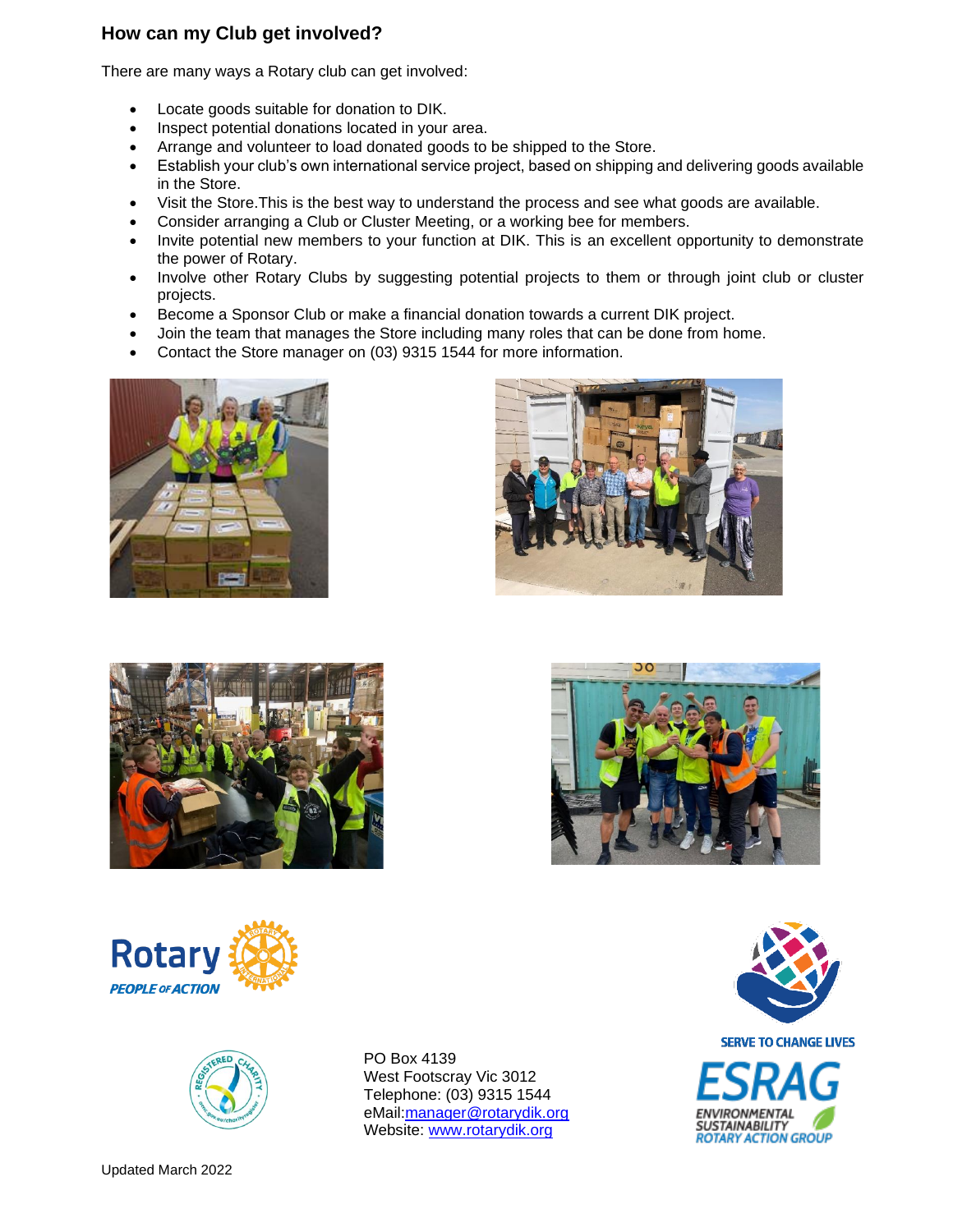## How can my Club get involved?

There are many ways a Rotary club can get involved:

- Locate goods suitable for donation to DIK.
- Inspect potential donations located in your area.
- Arrange and volunteer to load donated goods to be shipped to the Store.
- Establish your club's own international service project, based on shipping and delivering goods available in the Store.
- Visit the Store.This is the best way to understand the process and see what goods are available.
- Consider arranging a Club or Cluster Meeting, or a working bee for members.
- Invite potential new members to your function at DIK. This is an excellent opportunity to demonstrate the power of Rotary.
- Involve other Rotary Clubs by suggesting potential projects to them or through joint club or cluster projects.
- Become a Sponsor Club or make a financial donation towards a current DIK project.
- Join the team that manages the Store including many roles that can be done from home.
- Contact the Store manager on (03) 9315 1544 for more information.

Rotary
PEOPLE OF ACTION

SERVE TO CHANGE LIVES

ESRAG
ENVIRONMENTAL SUSTAINABILITY ROTARY ACTION GROUP

PO Box 4139
West Footscray Vic 3012
Telephone: (03) 9315 1544
eMail: manager@rotarydik.org
Website: www.rotarydik.org

Updated March 2022